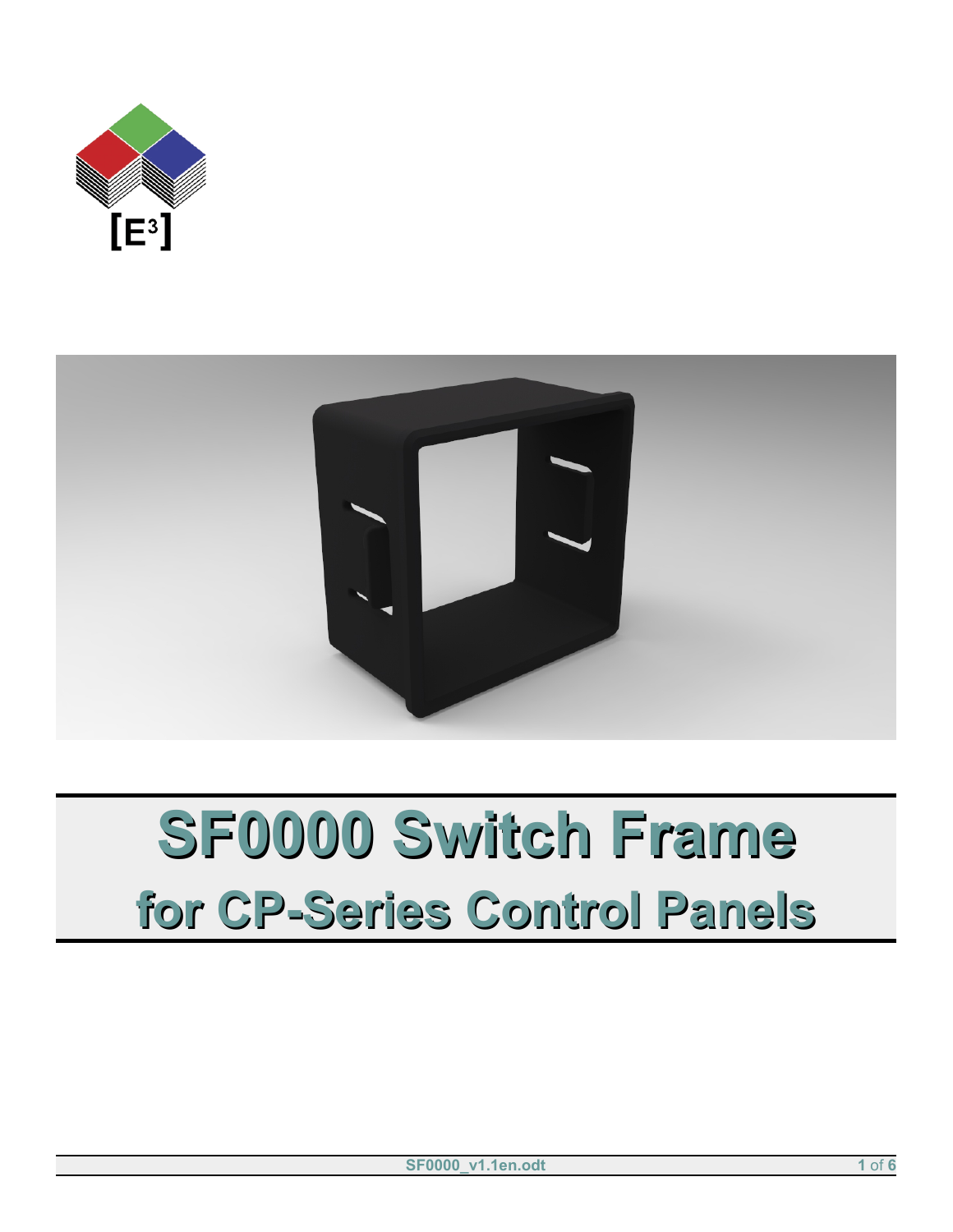[E3]

# SF0000 Switch Frame

## for CP-Series Control Panels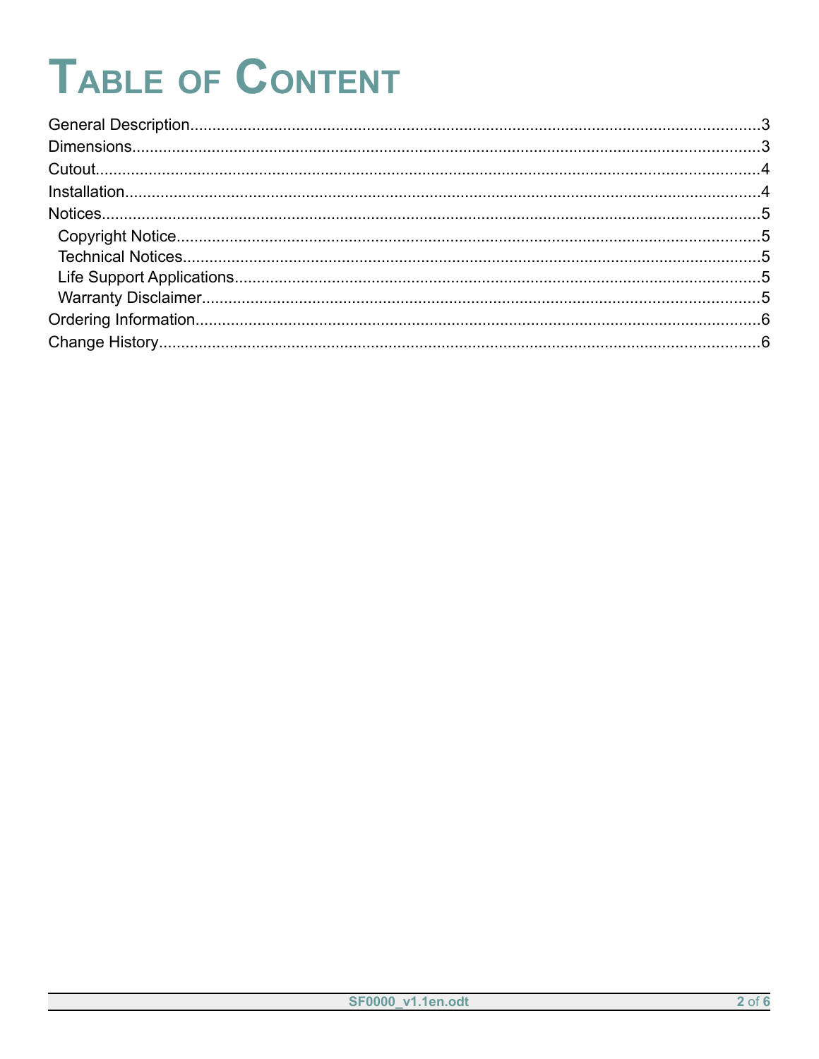# Table of Content

General Description....................................................................................................................3
Dimensions................................................................................................................................3
Cutout........................................................................................................................................4
Installation..................................................................................................................................4
Notices.......................................................................................................................................5
  Copyright Notice.....................................................................................................................5
  Technical Notices....................................................................................................................5
  Life Support Applications........................................................................................................5
  Warranty Disclaimer................................................................................................................5
Ordering Information..................................................................................................................6
Change History..........................................................................................................................6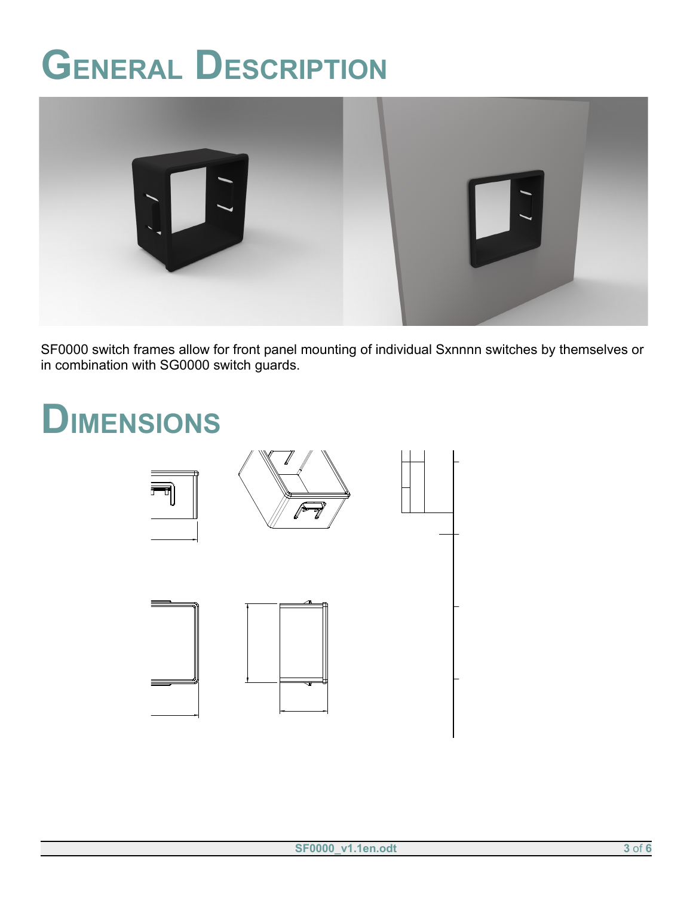# General Description

SF0000 switch frames allow for front panel mounting of individual Sxnnnn switches by themselves or in combination with SG0000 switch guards.

# Dimensions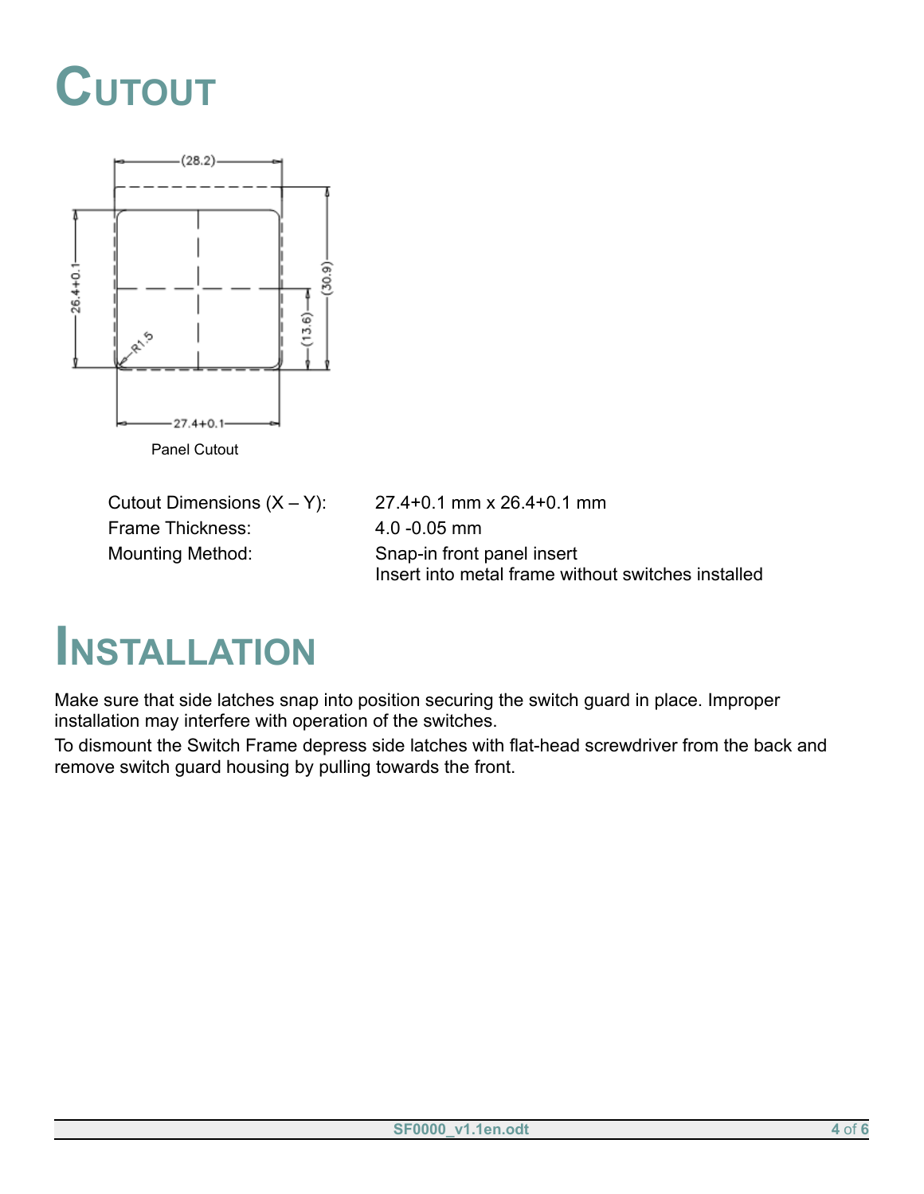# Cutout

Panel Cutout

| | |
|---|---|
| Cutout Dimensions (X – Y): | 27.4+0.1 mm x 26.4+0.1 mm |
| Frame Thickness: | 4.0 -0.05 mm |
| Mounting Method: | Snap-in front panel insert<br>Insert into metal frame without switches installed |

# Installation

Make sure that side latches snap into position securing the switch guard in place. Improper installation may interfere with operation of the switches.

To dismount the Switch Frame depress side latches with flat-head screwdriver from the back and remove switch guard housing by pulling towards the front.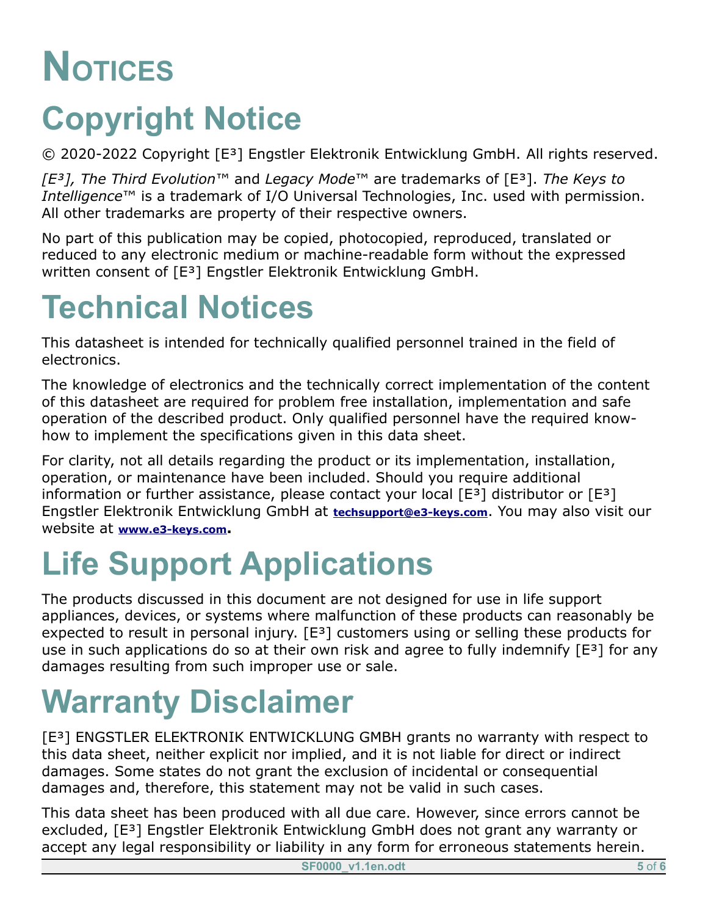# Notices

## Copyright Notice

© 2020-2022 Copyright [E³] Engstler Elektronik Entwicklung GmbH. All rights reserved.

*[E³], The Third Evolution*™ and *Legacy Mode*™ are trademarks of [E³]. *The Keys to Intelligence*™ is a trademark of I/O Universal Technologies, Inc. used with permission. All other trademarks are property of their respective owners.

No part of this publication may be copied, photocopied, reproduced, translated or reduced to any electronic medium or machine-readable form without the expressed written consent of [E³] Engstler Elektronik Entwicklung GmbH.

## Technical Notices

This datasheet is intended for technically qualified personnel trained in the field of electronics.

The knowledge of electronics and the technically correct implementation of the content of this datasheet are required for problem free installation, implementation and safe operation of the described product. Only qualified personnel have the required know-how to implement the specifications given in this data sheet.

For clarity, not all details regarding the product or its implementation, installation, operation, or maintenance have been included. Should you require additional information or further assistance, please contact your local [E³] distributor or [E³] Engstler Elektronik Entwicklung GmbH at **techsupport@e3-keys.com**. You may also visit our website at **www.e3-keys.com**.

## Life Support Applications

The products discussed in this document are not designed for use in life support appliances, devices, or systems where malfunction of these products can reasonably be expected to result in personal injury. [E³] customers using or selling these products for use in such applications do so at their own risk and agree to fully indemnify [E³] for any damages resulting from such improper use or sale.

## Warranty Disclaimer

[E³] ENGSTLER ELEKTRONIK ENTWICKLUNG GMBH grants no warranty with respect to this data sheet, neither explicit nor implied, and it is not liable for direct or indirect damages. Some states do not grant the exclusion of incidental or consequential damages and, therefore, this statement may not be valid in such cases.

This data sheet has been produced with all due care. However, since errors cannot be excluded, [E³] Engstler Elektronik Entwicklung GmbH does not grant any warranty or accept any legal responsibility or liability in any form for erroneous statements herein.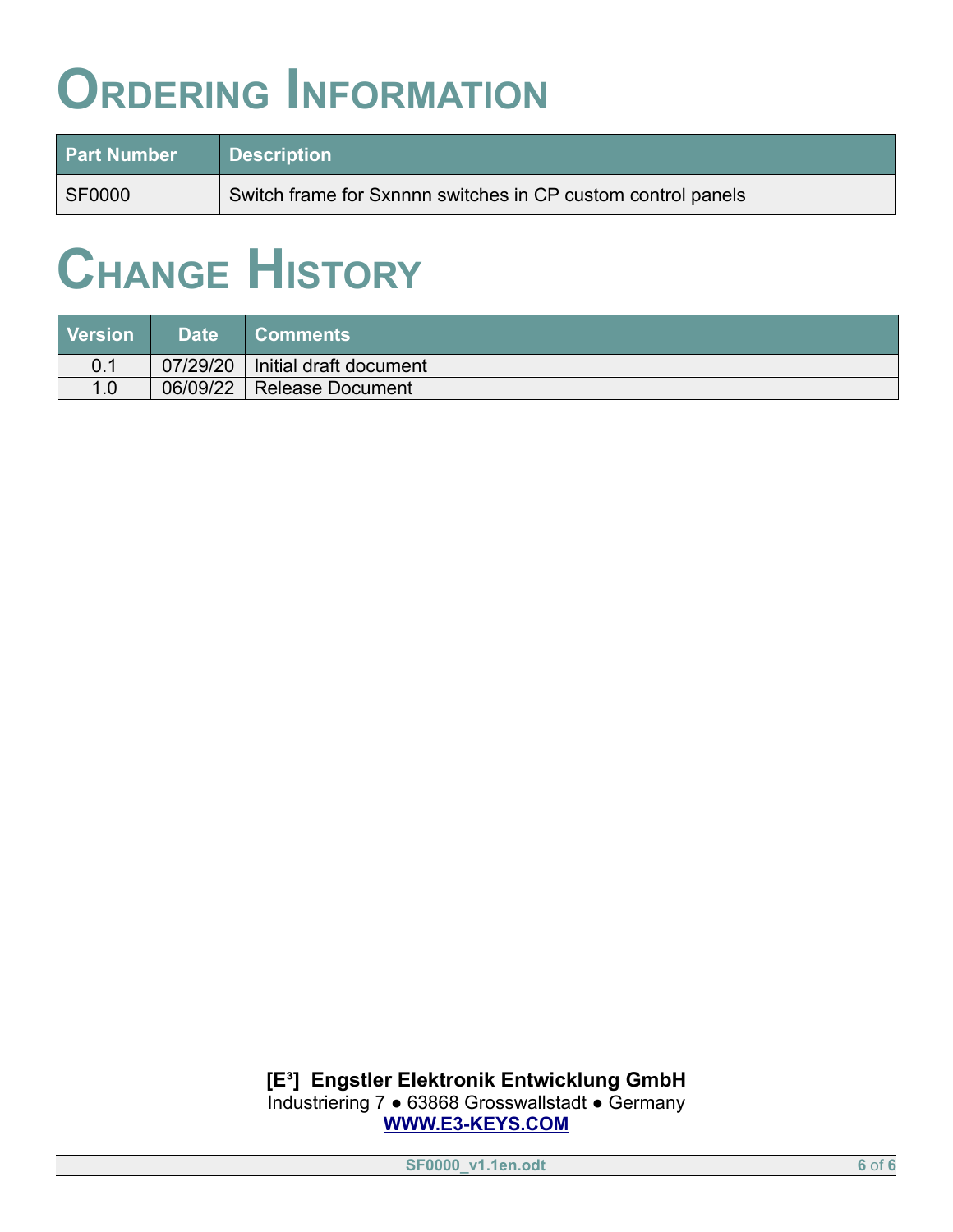# Ordering Information

| Part Number | Description |
|---|---|
| SF0000 | Switch frame for Sxnnnn switches in CP custom control panels |

# Change History

| Version | Date | Comments |
|---|---|---|
| 0.1 | 07/29/20 | Initial draft document |
| 1.0 | 06/09/22 | Release Document |

**[E³] Engstler Elektronik Entwicklung GmbH**
Industriering 7 ● 63868 Grosswallstadt ● Germany
**WWW.E3-KEYS.COM**